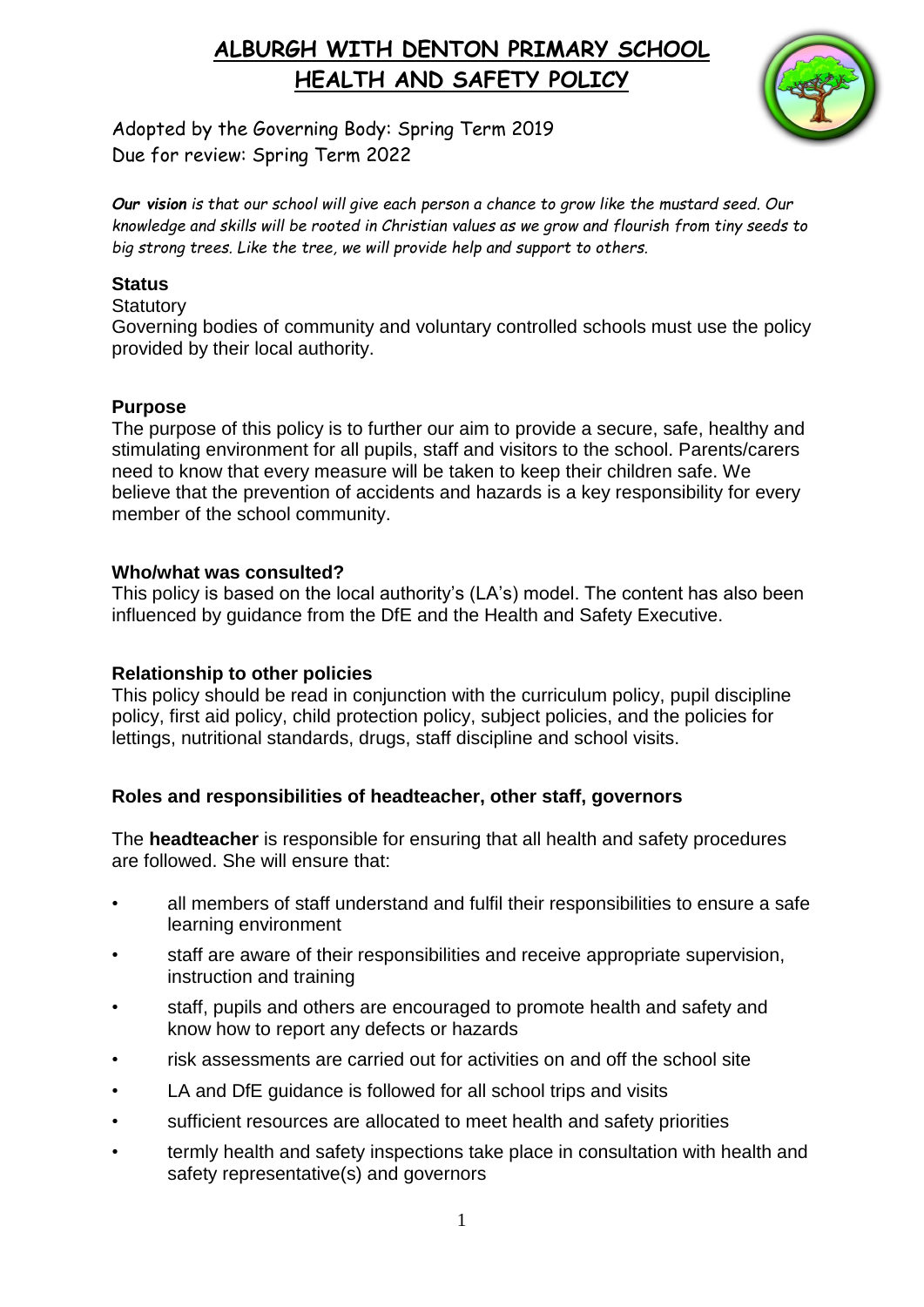# ALBURGH WITH DENTON PRIMARY SCHOOL
# HEALTH AND SAFETY POLICY

Adopted by the Governing Body: Spring Term 2019
Due for review: Spring Term 2022

***Our vision*** *is that our school will give each person a chance to grow like the mustard seed. Our knowledge and skills will be rooted in Christian values as we grow and flourish from tiny seeds to big strong trees. Like the tree, we will provide help and support to others.*

**Status**

Statutory

Governing bodies of community and voluntary controlled schools must use the policy provided by their local authority.

**Purpose**

The purpose of this policy is to further our aim to provide a secure, safe, healthy and stimulating environment for all pupils, staff and visitors to the school. Parents/carers need to know that every measure will be taken to keep their children safe. We believe that the prevention of accidents and hazards is a key responsibility for every member of the school community.

**Who/what was consulted?**

This policy is based on the local authority's (LA's) model. The content has also been influenced by guidance from the DfE and the Health and Safety Executive.

**Relationship to other policies**

This policy should be read in conjunction with the curriculum policy, pupil discipline policy, first aid policy, child protection policy, subject policies, and the policies for lettings, nutritional standards, drugs, staff discipline and school visits.

**Roles and responsibilities of headteacher, other staff, governors**

The **headteacher** is responsible for ensuring that all health and safety procedures are followed. She will ensure that:

- all members of staff understand and fulfil their responsibilities to ensure a safe learning environment
- staff are aware of their responsibilities and receive appropriate supervision, instruction and training
- staff, pupils and others are encouraged to promote health and safety and know how to report any defects or hazards
- risk assessments are carried out for activities on and off the school site
- LA and DfE guidance is followed for all school trips and visits
- sufficient resources are allocated to meet health and safety priorities
- termly health and safety inspections take place in consultation with health and safety representative(s) and governors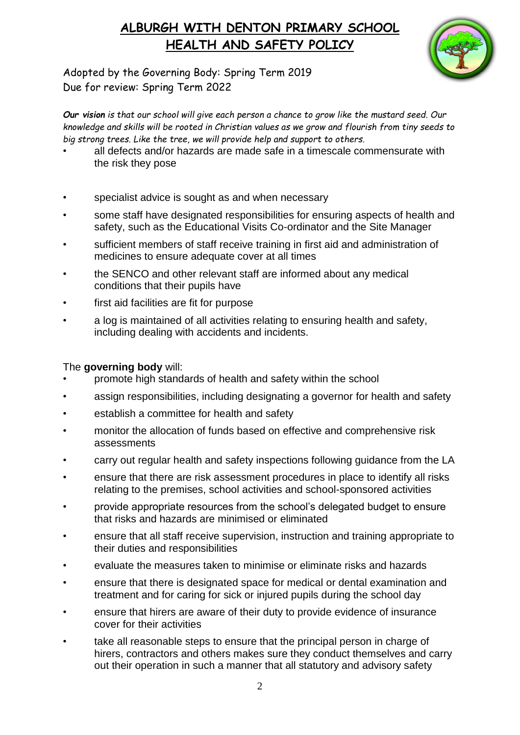# ALBURGH WITH DENTON PRIMARY SCHOOL
## HEALTH AND SAFETY POLICY

Adopted by the Governing Body: Spring Term 2019
Due for review: Spring Term 2022

***Our vision*** *is that our school will give each person a chance to grow like the mustard seed. Our knowledge and skills will be rooted in Christian values as we grow and flourish from tiny seeds to big strong trees. Like the tree, we will provide help and support to others.*

- all defects and/or hazards are made safe in a timescale commensurate with the risk they pose
- specialist advice is sought as and when necessary
- some staff have designated responsibilities for ensuring aspects of health and safety, such as the Educational Visits Co-ordinator and the Site Manager
- sufficient members of staff receive training in first aid and administration of medicines to ensure adequate cover at all times
- the SENCO and other relevant staff are informed about any medical conditions that their pupils have
- first aid facilities are fit for purpose
- a log is maintained of all activities relating to ensuring health and safety, including dealing with accidents and incidents.

The **governing body** will:

- promote high standards of health and safety within the school
- assign responsibilities, including designating a governor for health and safety
- establish a committee for health and safety
- monitor the allocation of funds based on effective and comprehensive risk assessments
- carry out regular health and safety inspections following guidance from the LA
- ensure that there are risk assessment procedures in place to identify all risks relating to the premises, school activities and school-sponsored activities
- provide appropriate resources from the school's delegated budget to ensure that risks and hazards are minimised or eliminated
- ensure that all staff receive supervision, instruction and training appropriate to their duties and responsibilities
- evaluate the measures taken to minimise or eliminate risks and hazards
- ensure that there is designated space for medical or dental examination and treatment and for caring for sick or injured pupils during the school day
- ensure that hirers are aware of their duty to provide evidence of insurance cover for their activities
- take all reasonable steps to ensure that the principal person in charge of hirers, contractors and others makes sure they conduct themselves and carry out their operation in such a manner that all statutory and advisory safety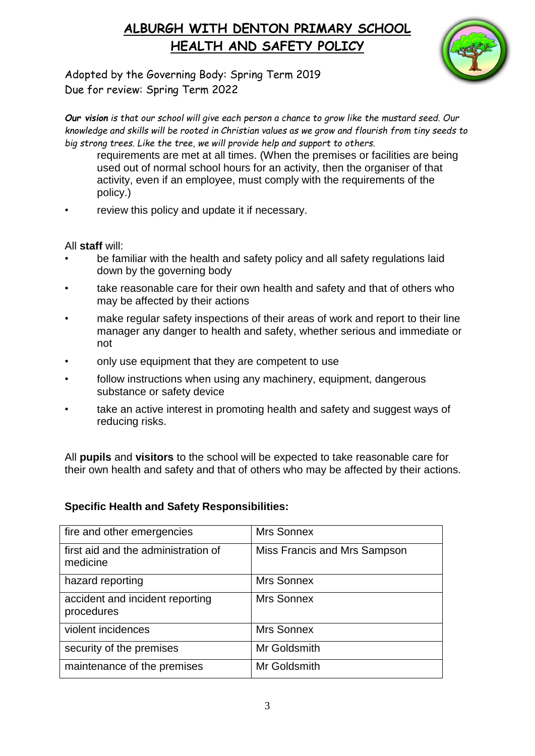# ALBURGH WITH DENTON PRIMARY SCHOOL
# HEALTH AND SAFETY POLICY

Adopted by the Governing Body: Spring Term 2019
Due for review: Spring Term 2022

***Our vision** is that our school will give each person a chance to grow like the mustard seed. Our knowledge and skills will be rooted in Christian values as we grow and flourish from tiny seeds to big strong trees. Like the tree, we will provide help and support to others.*

requirements are met at all times. (When the premises or facilities are being used out of normal school hours for an activity, then the organiser of that activity, even if an employee, must comply with the requirements of the policy.)

- review this policy and update it if necessary.

All **staff** will:

- be familiar with the health and safety policy and all safety regulations laid down by the governing body
- take reasonable care for their own health and safety and that of others who may be affected by their actions
- make regular safety inspections of their areas of work and report to their line manager any danger to health and safety, whether serious and immediate or not
- only use equipment that they are competent to use
- follow instructions when using any machinery, equipment, dangerous substance or safety device
- take an active interest in promoting health and safety and suggest ways of reducing risks.

All **pupils** and **visitors** to the school will be expected to take reasonable care for their own health and safety and that of others who may be affected by their actions.

**Specific Health and Safety Responsibilities:**

| | |
|---|---|
| fire and other emergencies | Mrs Sonnex |
| first aid and the administration of medicine | Miss Francis and Mrs Sampson |
| hazard reporting | Mrs Sonnex |
| accident and incident reporting procedures | Mrs Sonnex |
| violent incidences | Mrs Sonnex |
| security of the premises | Mr Goldsmith |
| maintenance of the premises | Mr Goldsmith |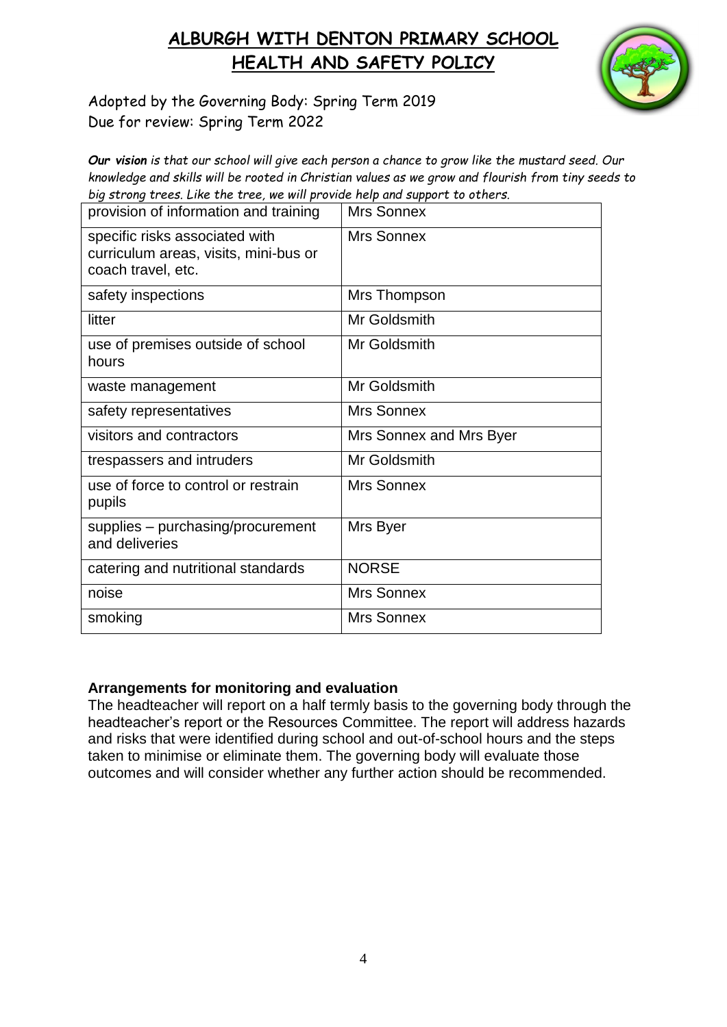# ALBURGH WITH DENTON PRIMARY SCHOOL
## HEALTH AND SAFETY POLICY

Adopted by the Governing Body: Spring Term 2019
Due for review: Spring Term 2022

***Our vision*** *is that our school will give each person a chance to grow like the mustard seed. Our knowledge and skills will be rooted in Christian values as we grow and flourish from tiny seeds to big strong trees. Like the tree, we will provide help and support to others.*

| | |
|---|---|
| provision of information and training | Mrs Sonnex |
| specific risks associated with curriculum areas, visits, mini-bus or coach travel, etc. | Mrs Sonnex |
| safety inspections | Mrs Thompson |
| litter | Mr Goldsmith |
| use of premises outside of school hours | Mr Goldsmith |
| waste management | Mr Goldsmith |
| safety representatives | Mrs Sonnex |
| visitors and contractors | Mrs Sonnex and Mrs Byer |
| trespassers and intruders | Mr Goldsmith |
| use of force to control or restrain pupils | Mrs Sonnex |
| supplies – purchasing/procurement and deliveries | Mrs Byer |
| catering and nutritional standards | NORSE |
| noise | Mrs Sonnex |
| smoking | Mrs Sonnex |

**Arrangements for monitoring and evaluation**

The headteacher will report on a half termly basis to the governing body through the headteacher's report or the Resources Committee. The report will address hazards and risks that were identified during school and out-of-school hours and the steps taken to minimise or eliminate them. The governing body will evaluate those outcomes and will consider whether any further action should be recommended.